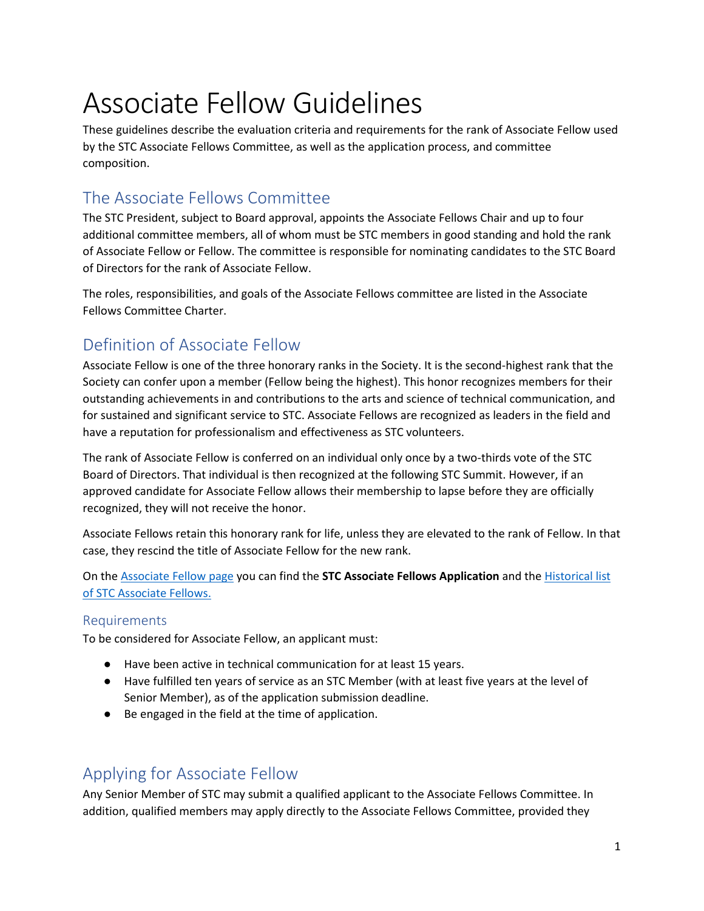# Associate Fellow Guidelines

These guidelines describe the evaluation criteria and requirements for the rank of Associate Fellow used by the STC Associate Fellows Committee, as well as the application process, and committee composition.

## The Associate Fellows Committee

The STC President, subject to Board approval, appoints the Associate Fellows Chair and up to four additional committee members, all of whom must be STC members in good standing and hold the rank of Associate Fellow or Fellow. The committee is responsible for nominating candidates to the STC Board of Directors for the rank of Associate Fellow.

The roles, responsibilities, and goals of the Associate Fellows committee are listed in the Associate Fellows Committee Charter.

## Definition of Associate Fellow

Associate Fellow is one of the three honorary ranks in the Society. It is the second-highest rank that the Society can confer upon a member (Fellow being the highest). This honor recognizes members for their outstanding achievements in and contributions to the arts and science of technical communication, and for sustained and significant service to STC. Associate Fellows are recognized as leaders in the field and have a reputation for professionalism and effectiveness as STC volunteers.

The rank of Associate Fellow is conferred on an individual only once by a two-thirds vote of the STC Board of Directors. That individual is then recognized at the following STC Summit. However, if an approved candidate for Associate Fellow allows their membership to lapse before they are officially recognized, they will not receive the honor.

Associate Fellows retain this honorary rank for life, unless they are elevated to the rank of Fellow. In that case, they rescind the title of Associate Fellow for the new rank.

On the [Associate Fellow page]() you can find the **STC Associate Fellows Application** and the [Historical list of STC Associate Fellows.]()

### Requirements

To be considered for Associate Fellow, an applicant must:

- Have been active in technical communication for at least 15 years.
- Have fulfilled ten years of service as an STC Member (with at least five years at the level of Senior Member), as of the application submission deadline.
- Be engaged in the field at the time of application.

## Applying for Associate Fellow

Any Senior Member of STC may submit a qualified applicant to the Associate Fellows Committee. In addition, qualified members may apply directly to the Associate Fellows Committee, provided they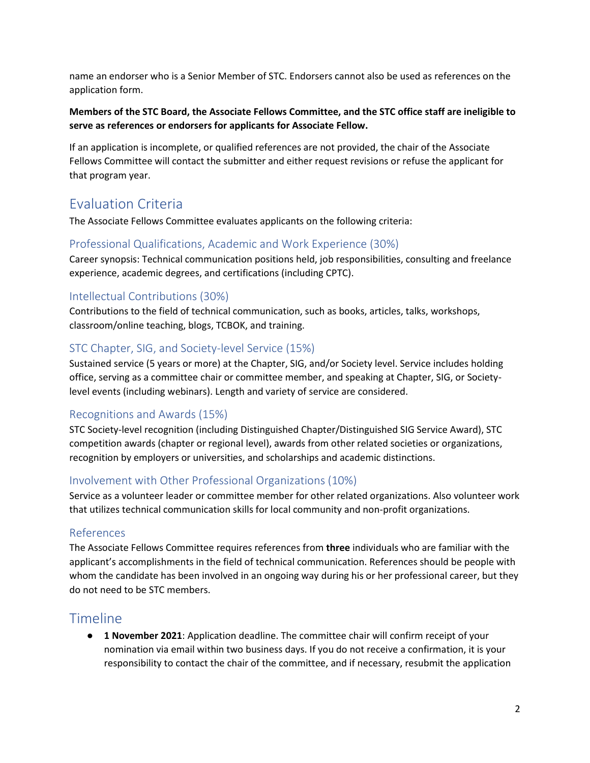name an endorser who is a Senior Member of STC. Endorsers cannot also be used as references on the application form.

**Members of the STC Board, the Associate Fellows Committee, and the STC office staff are ineligible to serve as references or endorsers for applicants for Associate Fellow.**

If an application is incomplete, or qualified references are not provided, the chair of the Associate Fellows Committee will contact the submitter and either request revisions or refuse the applicant for that program year.

## Evaluation Criteria

The Associate Fellows Committee evaluates applicants on the following criteria:

### Professional Qualifications, Academic and Work Experience (30%)

Career synopsis: Technical communication positions held, job responsibilities, consulting and freelance experience, academic degrees, and certifications (including CPTC).

### Intellectual Contributions (30%)

Contributions to the field of technical communication, such as books, articles, talks, workshops, classroom/online teaching, blogs, TCBOK, and training.

### STC Chapter, SIG, and Society-level Service (15%)

Sustained service (5 years or more) at the Chapter, SIG, and/or Society level. Service includes holding office, serving as a committee chair or committee member, and speaking at Chapter, SIG, or Society-level events (including webinars). Length and variety of service are considered.

### Recognitions and Awards (15%)

STC Society-level recognition (including Distinguished Chapter/Distinguished SIG Service Award), STC competition awards (chapter or regional level), awards from other related societies or organizations, recognition by employers or universities, and scholarships and academic distinctions.

### Involvement with Other Professional Organizations (10%)

Service as a volunteer leader or committee member for other related organizations. Also volunteer work that utilizes technical communication skills for local community and non-profit organizations.

### References

The Associate Fellows Committee requires references from **three** individuals who are familiar with the applicant's accomplishments in the field of technical communication. References should be people with whom the candidate has been involved in an ongoing way during his or her professional career, but they do not need to be STC members.

## Timeline

- **1 November 2021**: Application deadline. The committee chair will confirm receipt of your nomination via email within two business days. If you do not receive a confirmation, it is your responsibility to contact the chair of the committee, and if necessary, resubmit the application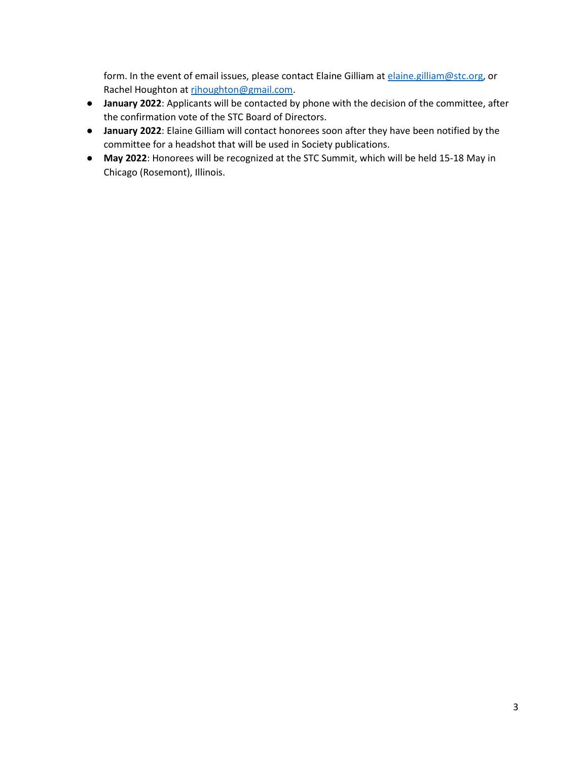form. In the event of email issues, please contact Elaine Gilliam at [elaine.gilliam@stc.org](mailto:elaine.gilliam@stc.org), or Rachel Houghton at [rjhoughton@gmail.com](mailto:rjhoughton@gmail.com).

- **January 2022**: Applicants will be contacted by phone with the decision of the committee, after the confirmation vote of the STC Board of Directors.
- **January 2022**: Elaine Gilliam will contact honorees soon after they have been notified by the committee for a headshot that will be used in Society publications.
- **May 2022**: Honorees will be recognized at the STC Summit, which will be held 15-18 May in Chicago (Rosemont), Illinois.